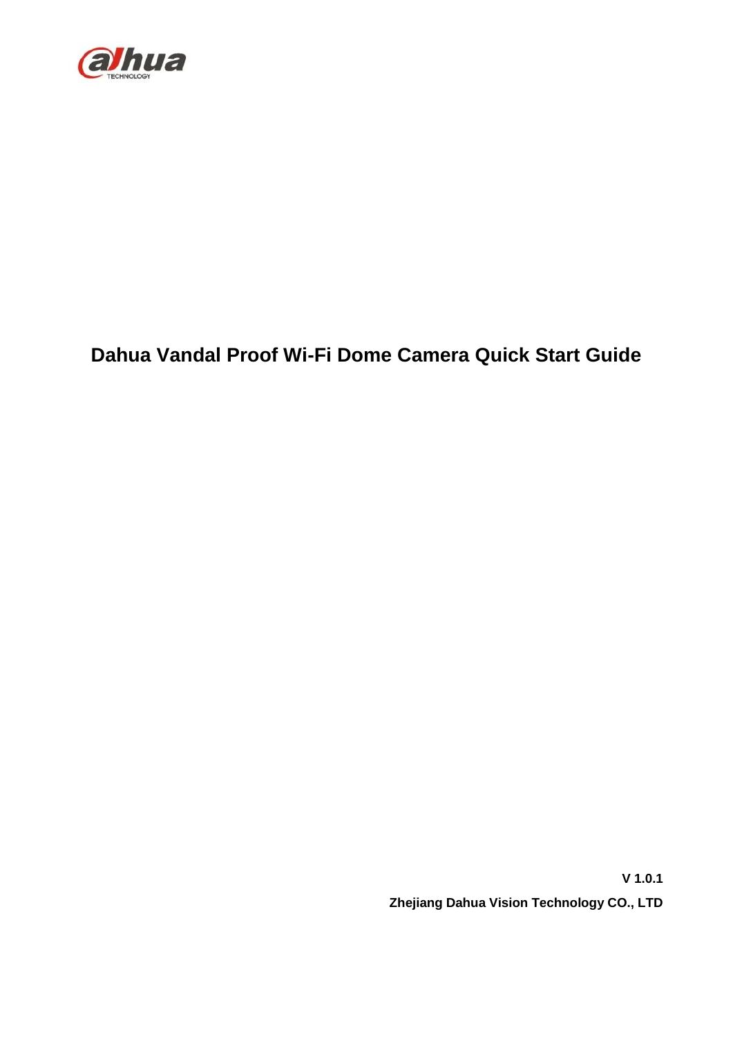# Dahua Vandal Proof Wi-Fi Dome Camera Quick Start Guide

**V 1.0.1**

**Zhejiang Dahua Vision Technology CO., LTD**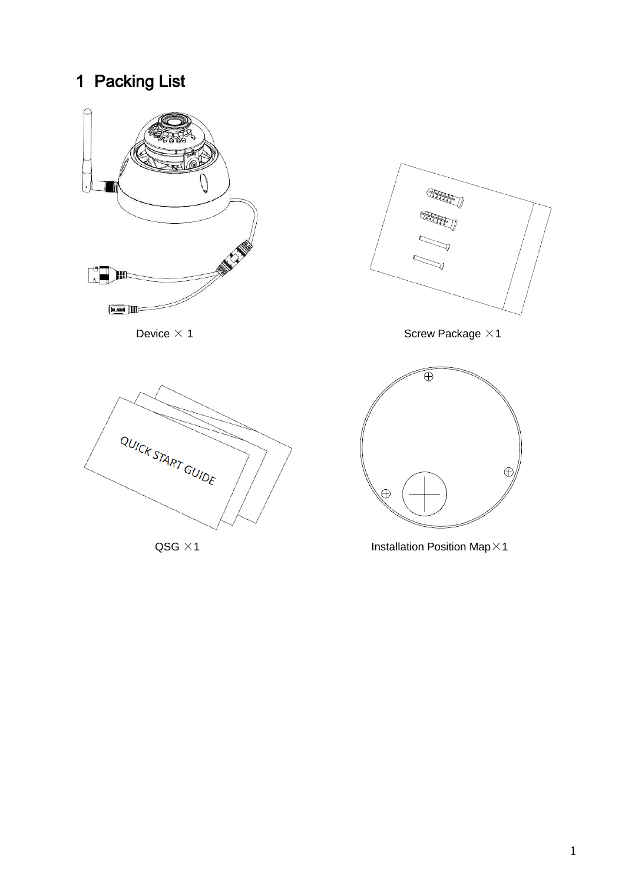# 1 Packing List

Device × 1

Screw Package ×1

QSG ×1

Installation Position Map×1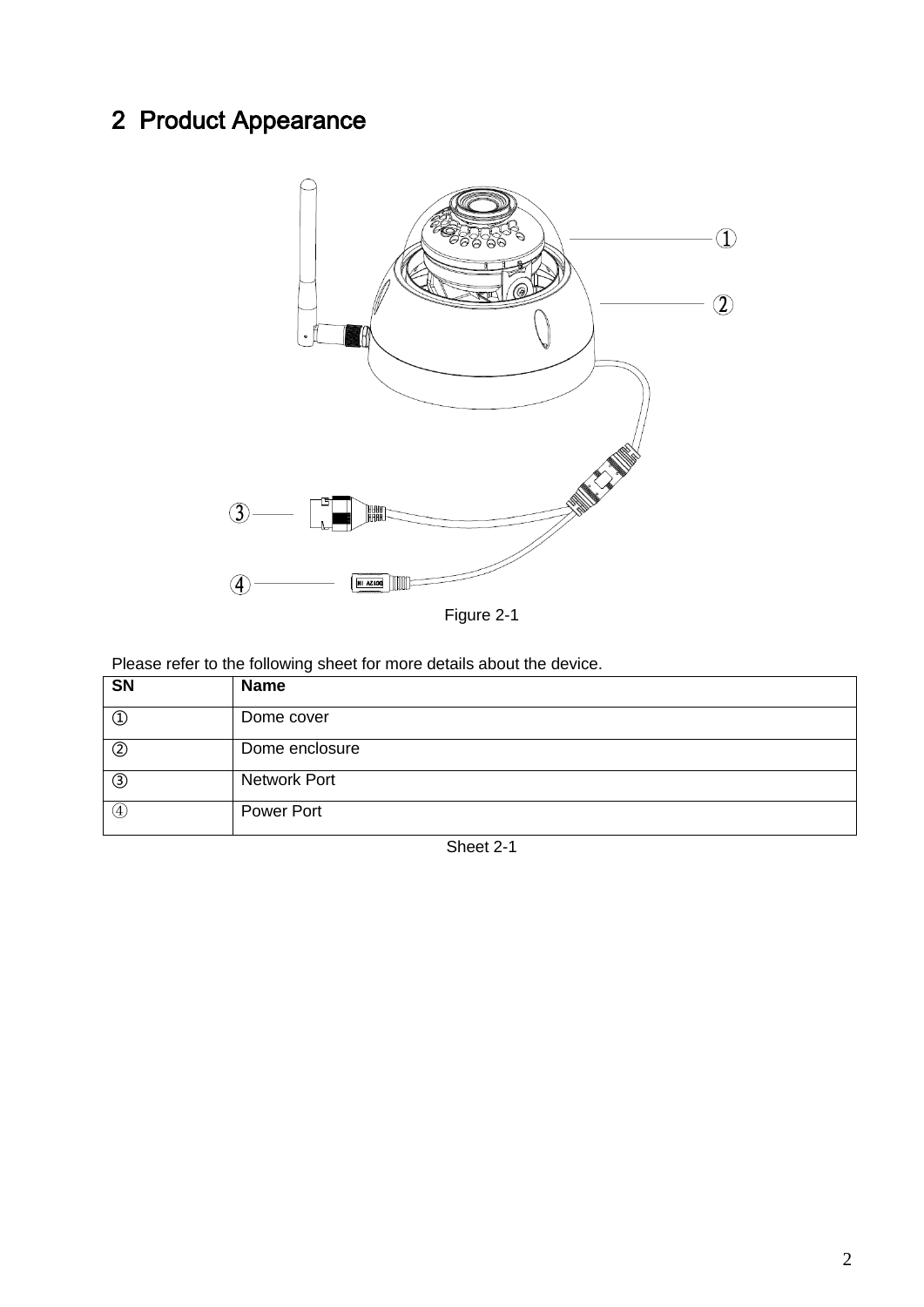# 2 Product Appearance

Figure 2-1

Please refer to the following sheet for more details about the device.

| SN | Name |
| --- | --- |
| ① | Dome cover |
| ② | Dome enclosure |
| ③ | Network Port |
| ④ | Power Port |

Sheet 2-1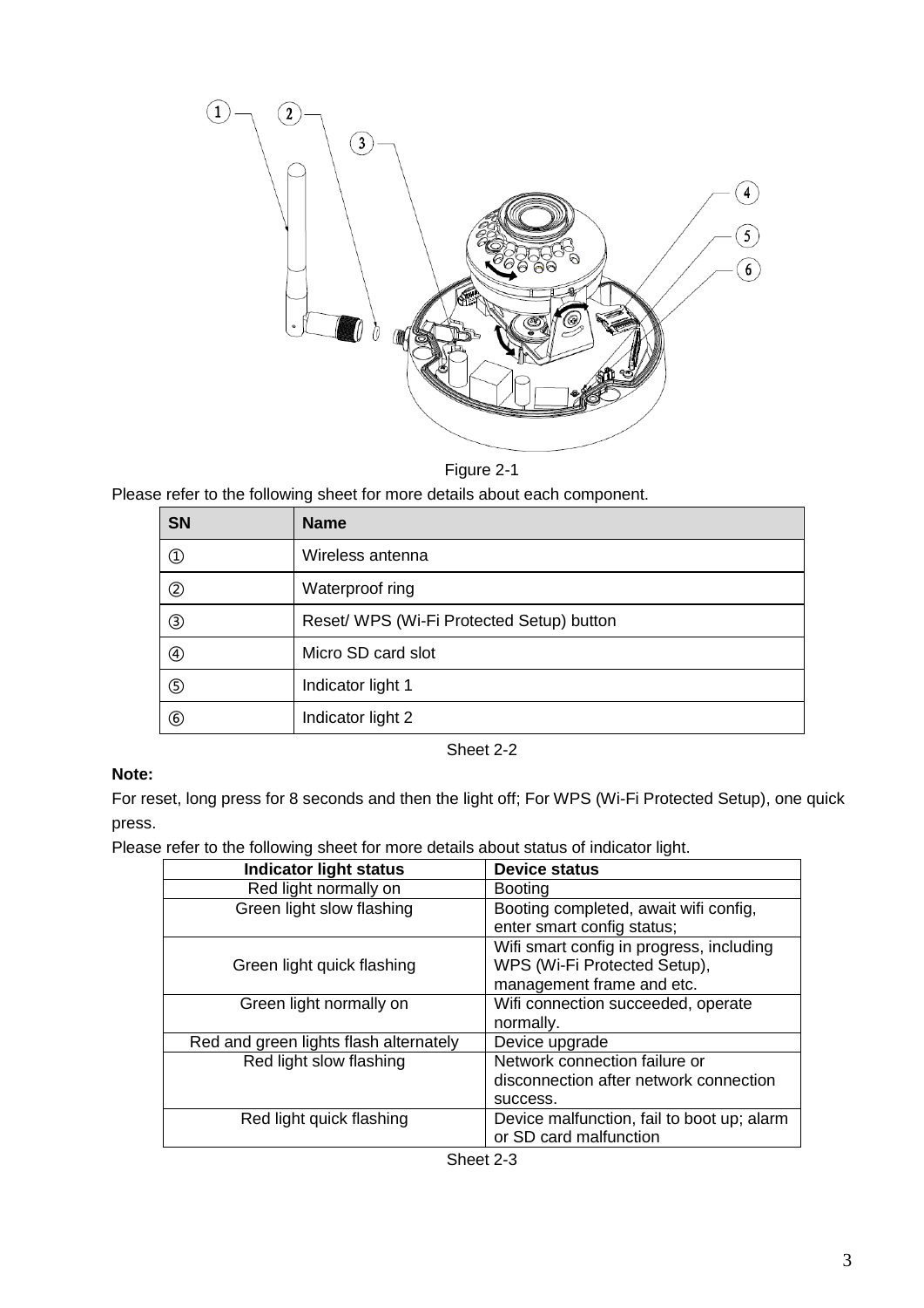Figure 2-1

Please refer to the following sheet for more details about each component.

| SN | Name |
|---|---|
| ① | Wireless antenna |
| ② | Waterproof ring |
| ③ | Reset/ WPS (Wi-Fi Protected Setup) button |
| ④ | Micro SD card slot |
| ⑤ | Indicator light 1 |
| ⑥ | Indicator light 2 |

Sheet 2-2

**Note:**

For reset, long press for 8 seconds and then the light off; For WPS (Wi-Fi Protected Setup), one quick press.

Please refer to the following sheet for more details about status of indicator light.

| Indicator light status | Device status |
|---|---|
| Red light normally on | Booting |
| Green light slow flashing | Booting completed, await wifi config, enter smart config status; |
| Green light quick flashing | Wifi smart config in progress, including WPS (Wi-Fi Protected Setup), management frame and etc. |
| Green light normally on | Wifi connection succeeded, operate normally. |
| Red and green lights flash alternately | Device upgrade |
| Red light slow flashing | Network connection failure or disconnection after network connection success. |
| Red light quick flashing | Device malfunction, fail to boot up; alarm or SD card malfunction |

Sheet 2-3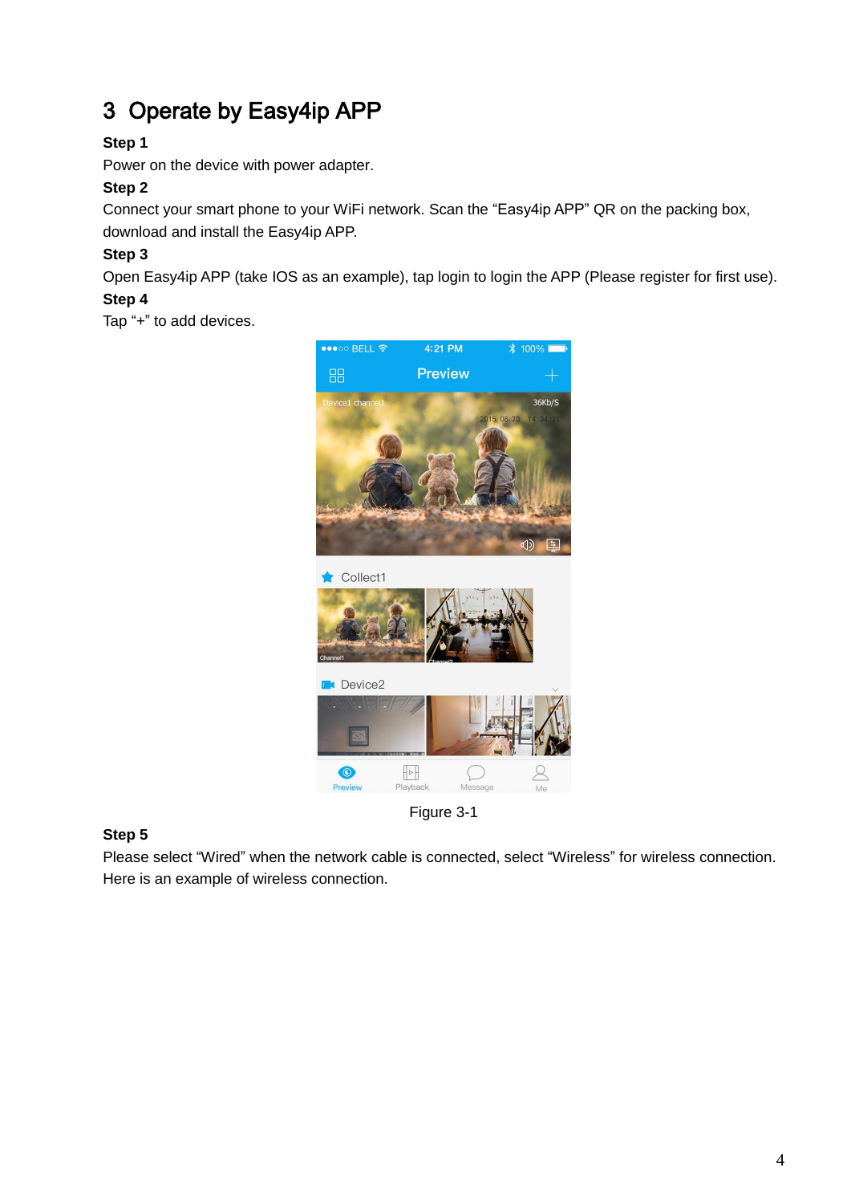# 3 Operate by Easy4ip APP

**Step 1**

Power on the device with power adapter.

**Step 2**

Connect your smart phone to your WiFi network. Scan the “Easy4ip APP” QR on the packing box, download and install the Easy4ip APP.

**Step 3**

Open Easy4ip APP (take IOS as an example), tap login to login the APP (Please register for first use).

**Step 4**

Tap “+” to add devices.

Figure 3-1

**Step 5**

Please select “Wired” when the network cable is connected, select “Wireless” for wireless connection. Here is an example of wireless connection.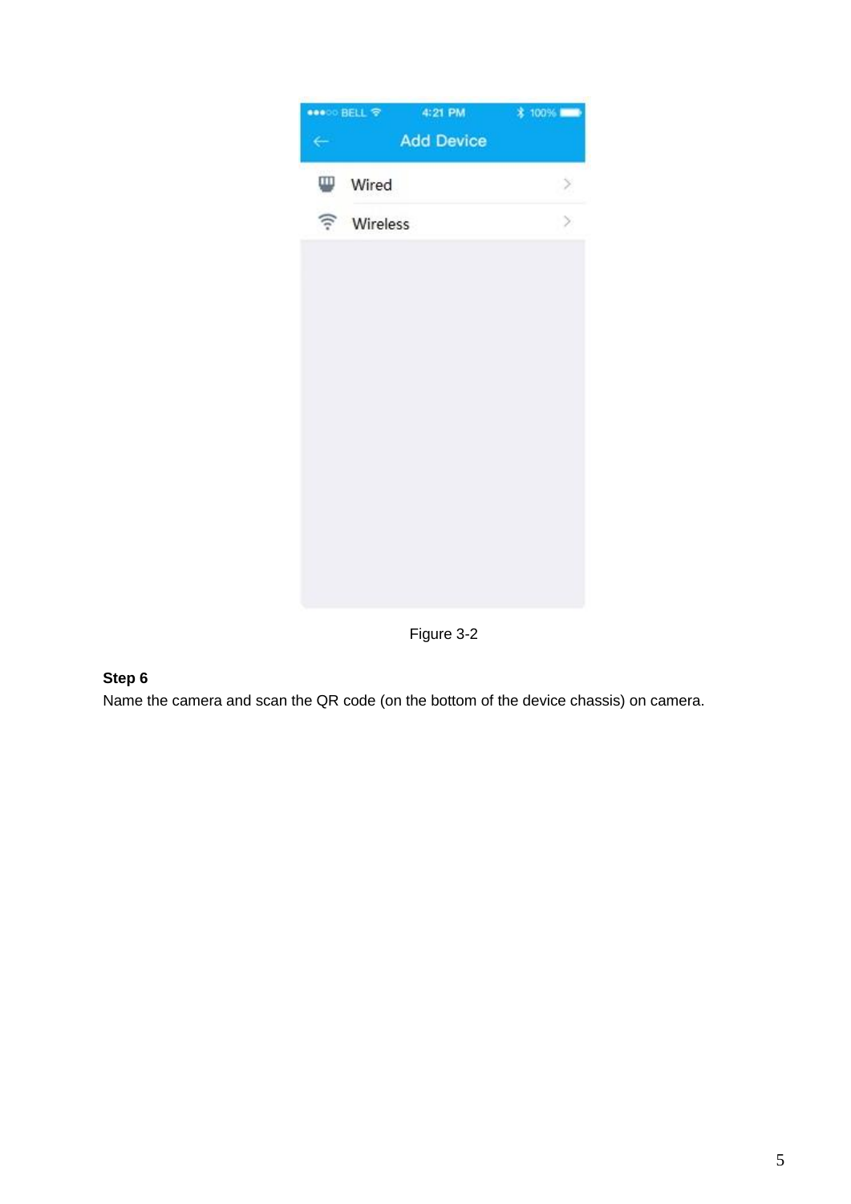Figure 3-2

**Step 6**

Name the camera and scan the QR code (on the bottom of the device chassis) on camera.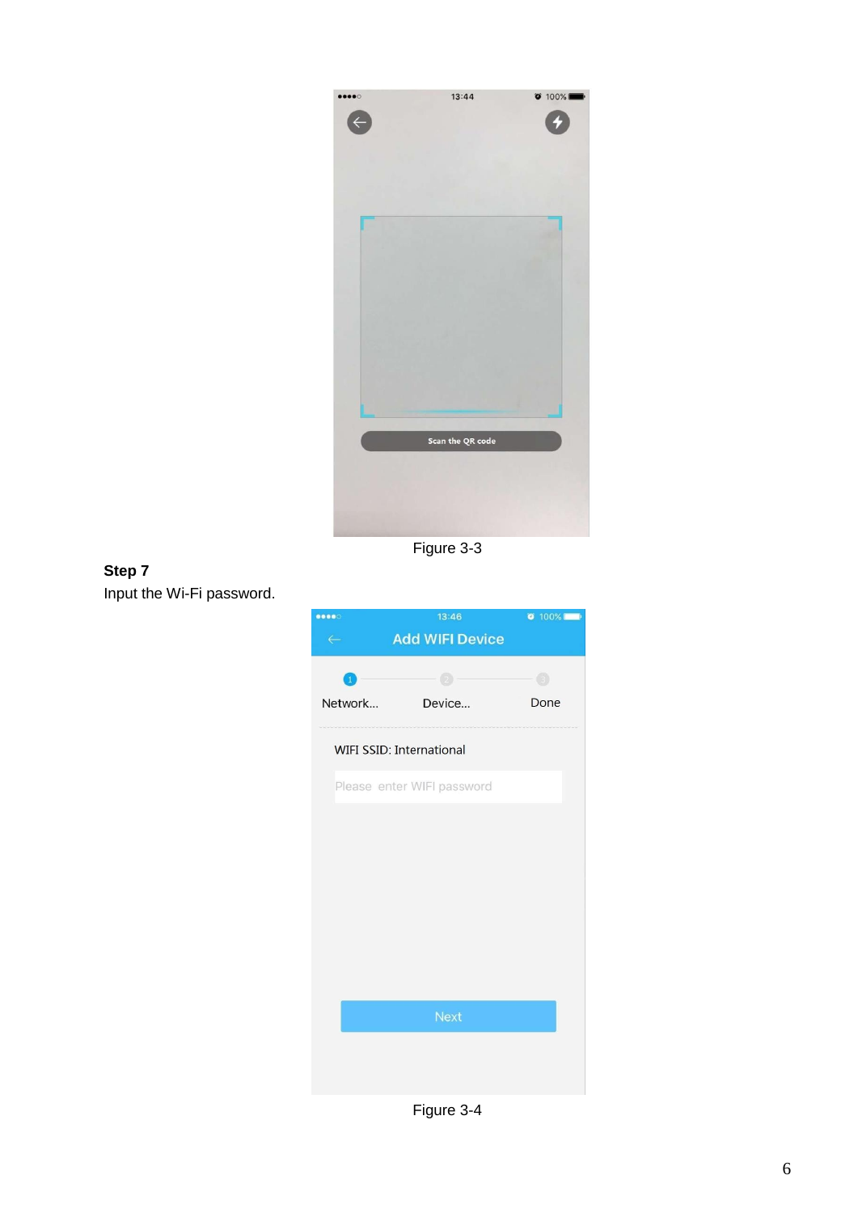Figure 3-3

**Step 7**

Input the Wi-Fi password.

Figure 3-4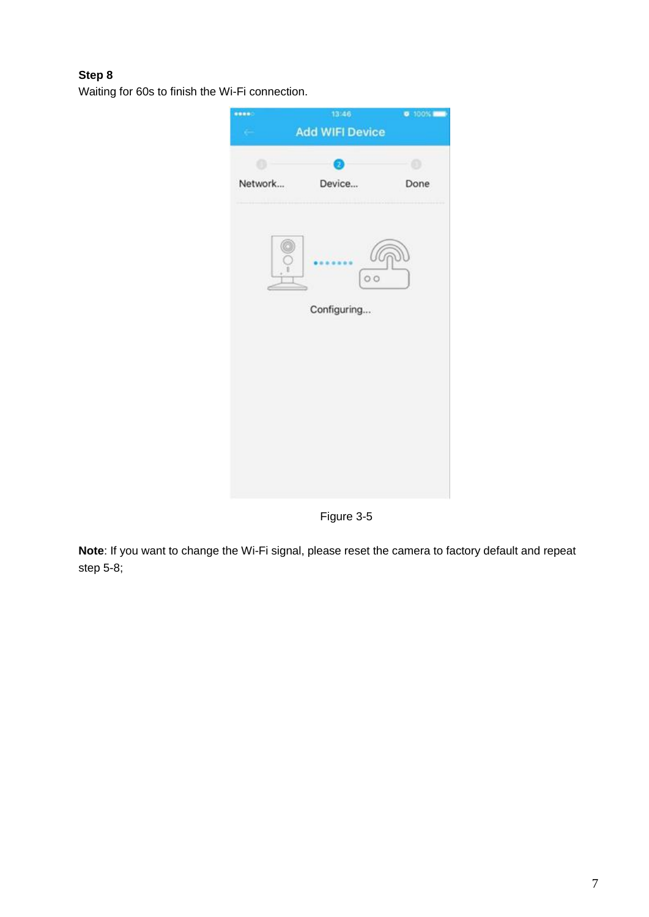**Step 8**

Waiting for 60s to finish the Wi-Fi connection.

Figure 3-5

**Note**: If you want to change the Wi-Fi signal, please reset the camera to factory default and repeat step 5-8;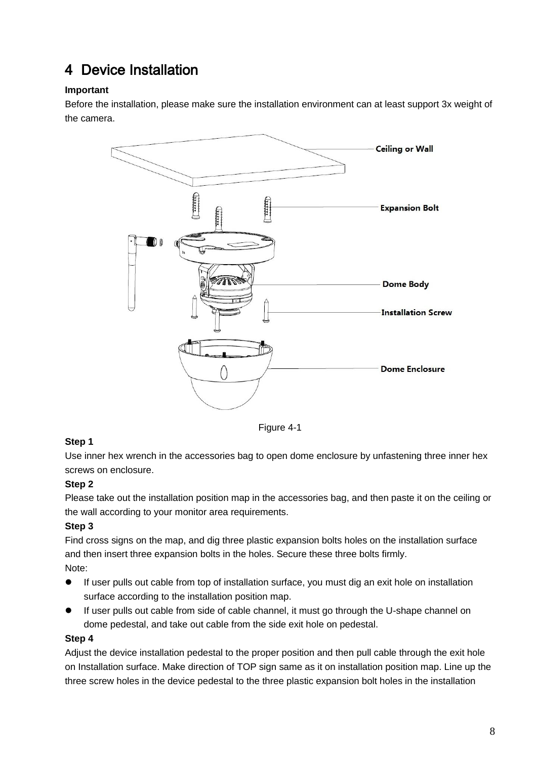# 4 Device Installation

**Important**

Before the installation, please make sure the installation environment can at least support 3x weight of the camera.

Ceiling or Wall

Expansion Bolt

Dome Body

Installation Screw

Dome Enclosure

Figure 4-1

**Step 1**

Use inner hex wrench in the accessories bag to open dome enclosure by unfastening three inner hex screws on enclosure.

**Step 2**

Please take out the installation position map in the accessories bag, and then paste it on the ceiling or the wall according to your monitor area requirements.

**Step 3**

Find cross signs on the map, and dig three plastic expansion bolts holes on the installation surface and then insert three expansion bolts in the holes. Secure these three bolts firmly.

Note:

- If user pulls out cable from top of installation surface, you must dig an exit hole on installation surface according to the installation position map.
- If user pulls out cable from side of cable channel, it must go through the U-shape channel on dome pedestal, and take out cable from the side exit hole on pedestal.

**Step 4**

Adjust the device installation pedestal to the proper position and then pull cable through the exit hole on Installation surface. Make direction of TOP sign same as it on installation position map. Line up the three screw holes in the device pedestal to the three plastic expansion bolt holes in the installation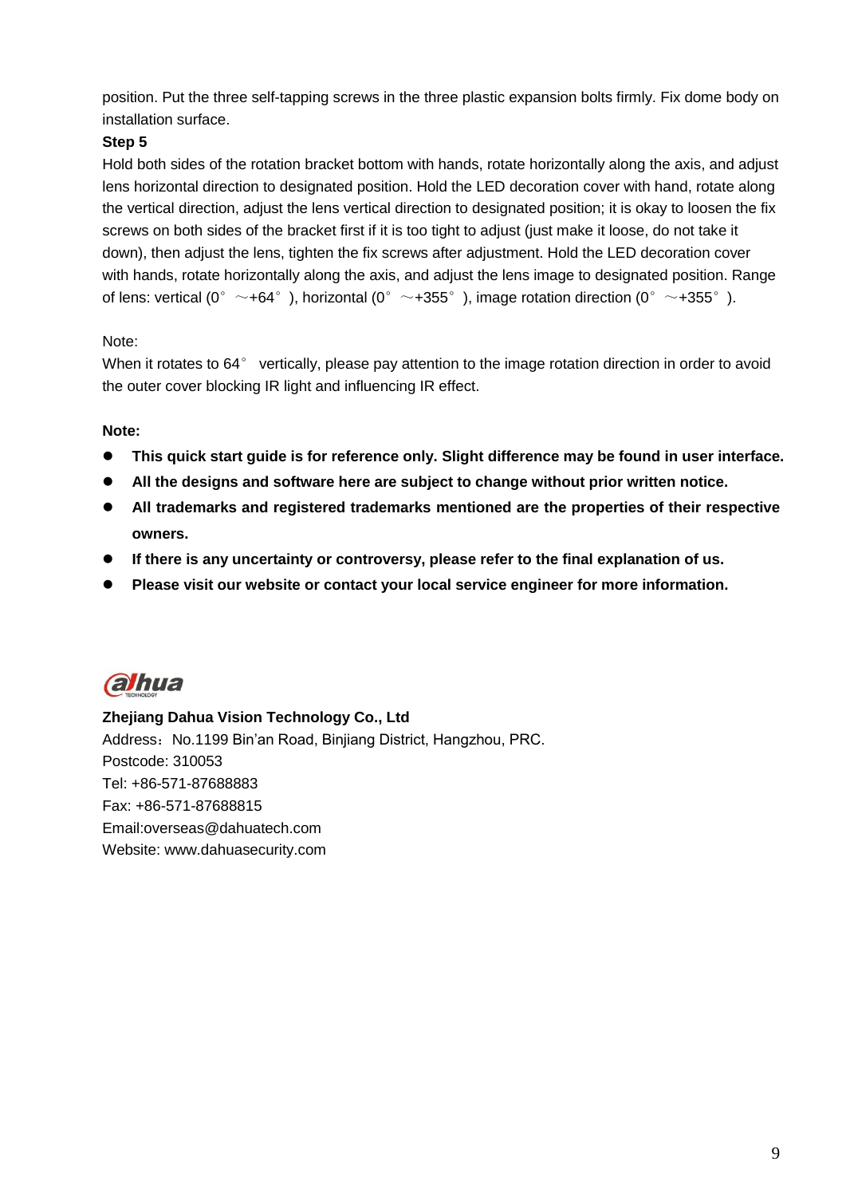position. Put the three self-tapping screws in the three plastic expansion bolts firmly. Fix dome body on installation surface.

**Step 5**

Hold both sides of the rotation bracket bottom with hands, rotate horizontally along the axis, and adjust lens horizontal direction to designated position. Hold the LED decoration cover with hand, rotate along the vertical direction, adjust the lens vertical direction to designated position; it is okay to loosen the fix screws on both sides of the bracket first if it is too tight to adjust (just make it loose, do not take it down), then adjust the lens, tighten the fix screws after adjustment. Hold the LED decoration cover with hands, rotate horizontally along the axis, and adjust the lens image to designated position. Range of lens: vertical (0° ～+64° ), horizontal (0° ～+355° ), image rotation direction (0° ～+355° ).

Note:

When it rotates to 64° vertically, please pay attention to the image rotation direction in order to avoid the outer cover blocking IR light and influencing IR effect.

**Note:**

- **This quick start guide is for reference only. Slight difference may be found in user interface.**
- **All the designs and software here are subject to change without prior written notice.**
- **All trademarks and registered trademarks mentioned are the properties of their respective owners.**
- **If there is any uncertainty or controversy, please refer to the final explanation of us.**
- **Please visit our website or contact your local service engineer for more information.**

alhua TECHNOLOGY

**Zhejiang Dahua Vision Technology Co., Ltd**

Address：No.1199 Bin'an Road, Binjiang District, Hangzhou, PRC.

Postcode: 310053

Tel: +86-571-87688883

Fax: +86-571-87688815

Email:overseas@dahuatech.com

Website: www.dahuasecurity.com